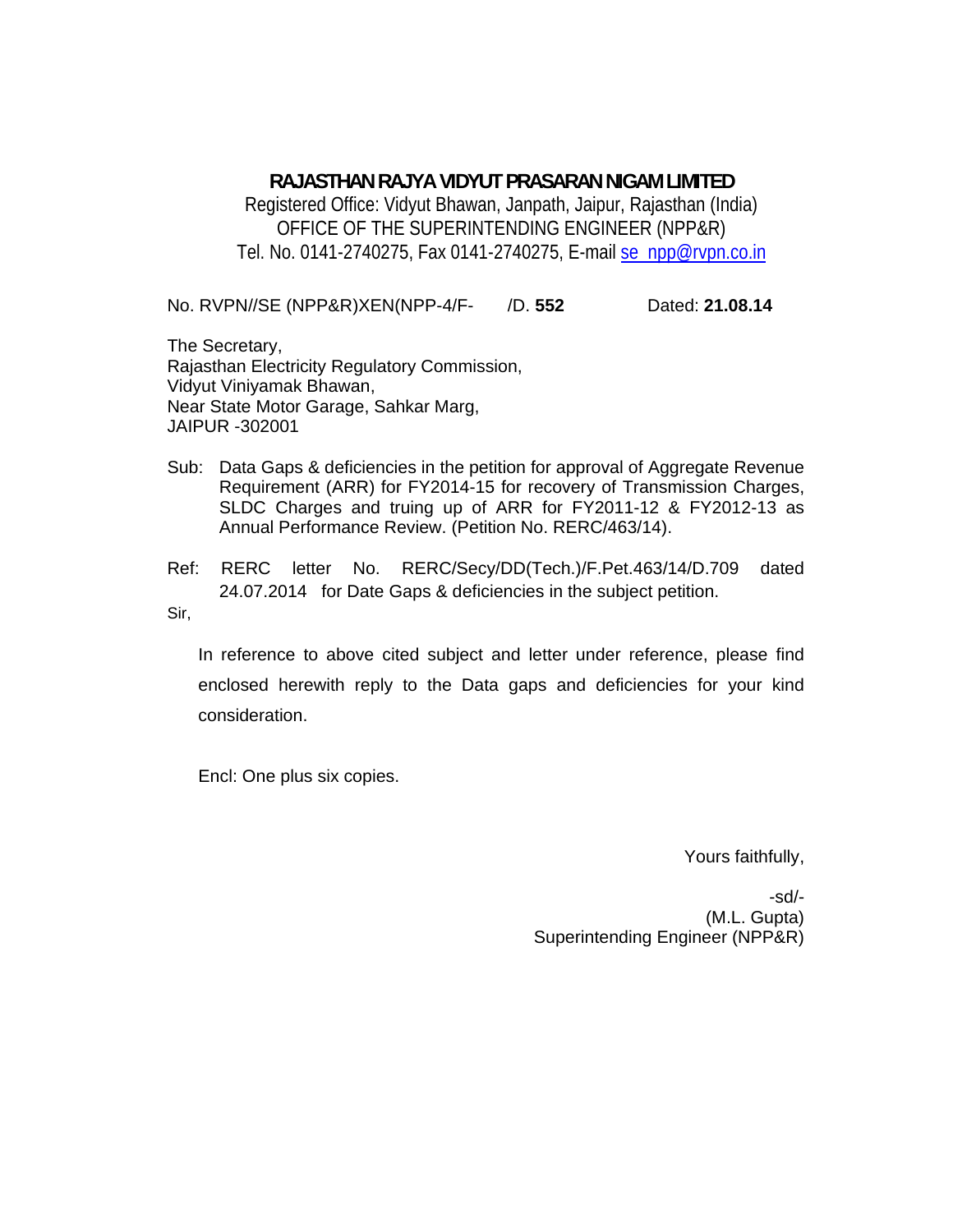# RAJASTHAN RAJYA VIDYUT PRASARAN NIGAM LIMITED

Registered Office: Vidyut Bhawan, Janpath, Jaipur, Rajasthan (India)
OFFICE OF THE SUPERINTENDING ENGINEER (NPP&R)
Tel. No. 0141-2740275, Fax 0141-2740275, E-mail se_npp@rvpn.co.in

No. RVPN//SE (NPP&R)XEN(NPP-4/F- /D. **552** Dated: **21.08.14**

The Secretary,
Rajasthan Electricity Regulatory Commission,
Vidyut Viniyamak Bhawan,
Near State Motor Garage, Sahkar Marg,
JAIPUR -302001

Sub: Data Gaps & deficiencies in the petition for approval of Aggregate Revenue Requirement (ARR) for FY2014-15 for recovery of Transmission Charges, SLDC Charges and truing up of ARR for FY2011-12 & FY2012-13 as Annual Performance Review. (Petition No. RERC/463/14).

Ref: RERC letter No. RERC/Secy/DD(Tech.)/F.Pet.463/14/D.709 dated 24.07.2014 for Date Gaps & deficiencies in the subject petition.

Sir,

In reference to above cited subject and letter under reference, please find enclosed herewith reply to the Data gaps and deficiencies for your kind consideration.

Encl: One plus six copies.

Yours faithfully,

-sd/-
(M.L. Gupta)
Superintending Engineer (NPP&R)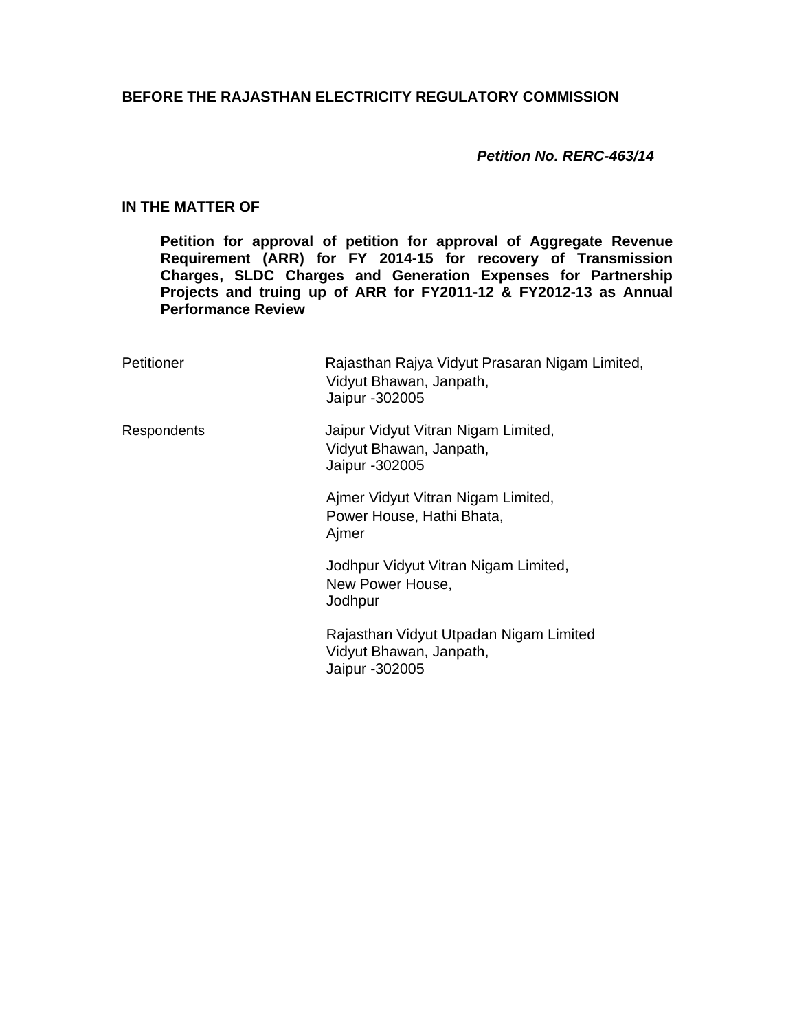**BEFORE THE RAJASTHAN ELECTRICITY REGULATORY COMMISSION**

***Petition No. RERC-463/14***

**IN THE MATTER OF**

**Petition for approval of petition for approval of Aggregate Revenue Requirement (ARR) for FY 2014-15 for recovery of Transmission Charges, SLDC Charges and Generation Expenses for Partnership Projects and truing up of ARR for FY2011-12 & FY2012-13 as Annual Performance Review**

| | |
|---|---|
| Petitioner | Rajasthan Rajya Vidyut Prasaran Nigam Limited,<br>Vidyut Bhawan, Janpath,<br>Jaipur -302005 |
| Respondents | Jaipur Vidyut Vitran Nigam Limited,<br>Vidyut Bhawan, Janpath,<br>Jaipur -302005 |
| | Ajmer Vidyut Vitran Nigam Limited,<br>Power House, Hathi Bhata,<br>Ajmer |
| | Jodhpur Vidyut Vitran Nigam Limited,<br>New Power House,<br>Jodhpur |
| | Rajasthan Vidyut Utpadan Nigam Limited<br>Vidyut Bhawan, Janpath,<br>Jaipur -302005 |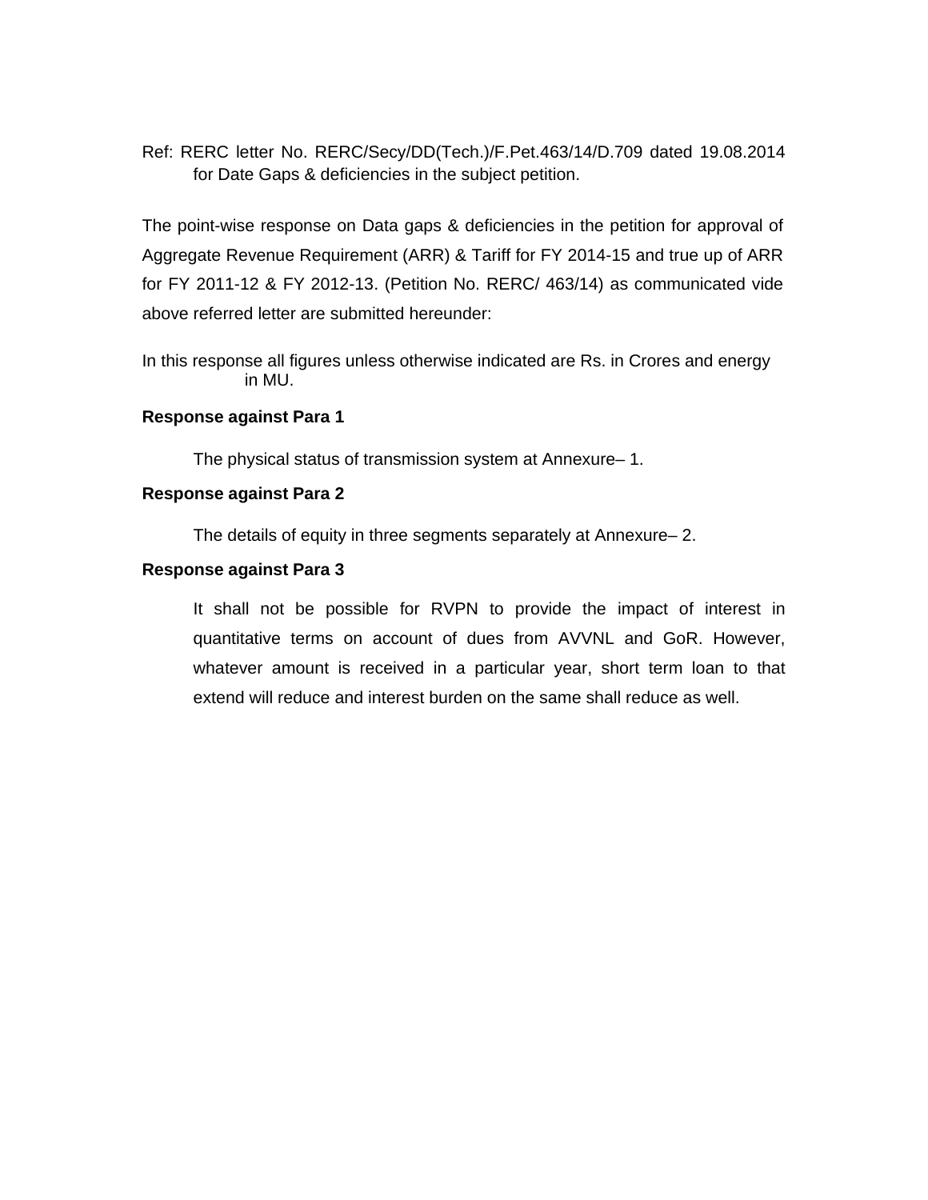Ref: RERC letter No. RERC/Secy/DD(Tech.)/F.Pet.463/14/D.709 dated 19.08.2014 for Date Gaps & deficiencies in the subject petition.

The point-wise response on Data gaps & deficiencies in the petition for approval of Aggregate Revenue Requirement (ARR) & Tariff for FY 2014-15 and true up of ARR for FY 2011-12 & FY 2012-13. (Petition No. RERC/ 463/14) as communicated vide above referred letter are submitted hereunder:

In this response all figures unless otherwise indicated are Rs. in Crores and energy in MU.

**Response against Para 1**

The physical status of transmission system at Annexure– 1.

**Response against Para 2**

The details of equity in three segments separately at Annexure– 2.

**Response against Para 3**

It shall not be possible for RVPN to provide the impact of interest in quantitative terms on account of dues from AVVNL and GoR. However, whatever amount is received in a particular year, short term loan to that extend will reduce and interest burden on the same shall reduce as well.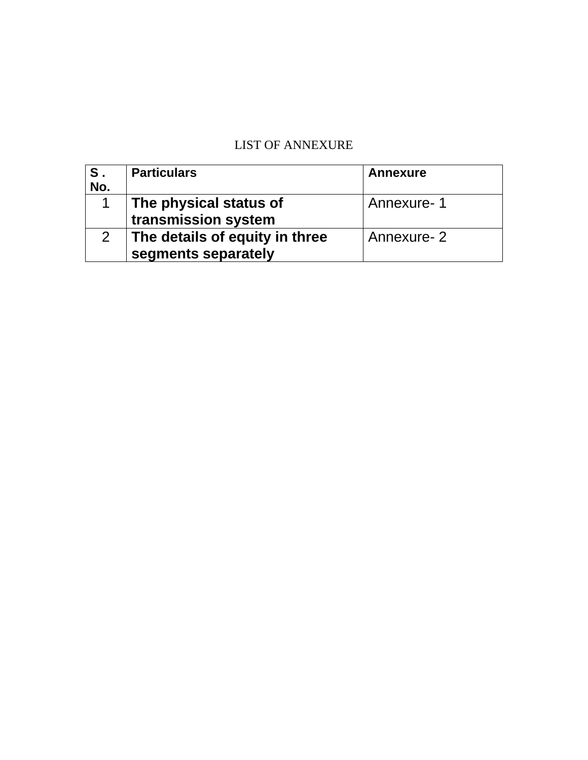LIST OF ANNEXURE

| S . No. | Particulars | Annexure |
|---|---|---|
| 1 | **The physical status of transmission system** | Annexure- 1 |
| 2 | **The details of equity in three segments separately** | Annexure- 2 |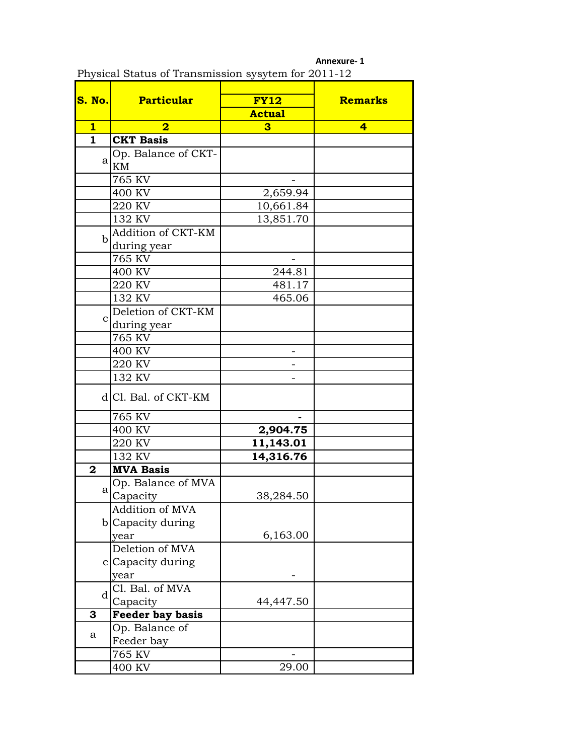Annexure- 1

Physical Status of Transmission sysytem for 2011-12

| S. No. | Particular | FY12 Actual | Remarks |
|---|---|---|---|
| 1 | 2 | 3 | 4 |
| 1 | **CKT Basis** | | |
| a | Op. Balance of CKT-KM | | |
| | 765 KV | - | |
| | 400 KV | 2,659.94 | |
| | 220 KV | 10,661.84 | |
| | 132 KV | 13,851.70 | |
| b | Addition of CKT-KM during year | | |
| | 765 KV | - | |
| | 400 KV | 244.81 | |
| | 220 KV | 481.17 | |
| | 132 KV | 465.06 | |
| c | Deletion of CKT-KM during year | | |
| | 765 KV | | |
| | 400 KV | - | |
| | 220 KV | - | |
| | 132 KV | - | |
| d | Cl. Bal. of CKT-KM | | |
| | 765 KV | **-** | |
| | 400 KV | **2,904.75** | |
| | 220 KV | **11,143.01** | |
| | 132 KV | **14,316.76** | |
| 2 | **MVA Basis** | | |
| a | Op. Balance of MVA Capacity | 38,284.50 | |
| b | Addition of MVA Capacity during year | 6,163.00 | |
| c | Deletion of MVA Capacity during year | - | |
| d | Cl. Bal. of MVA Capacity | 44,447.50 | |
| 3 | **Feeder bay basis** | | |
| a | Op. Balance of Feeder bay | | |
| | 765 KV | - | |
| | 400 KV | 29.00 | |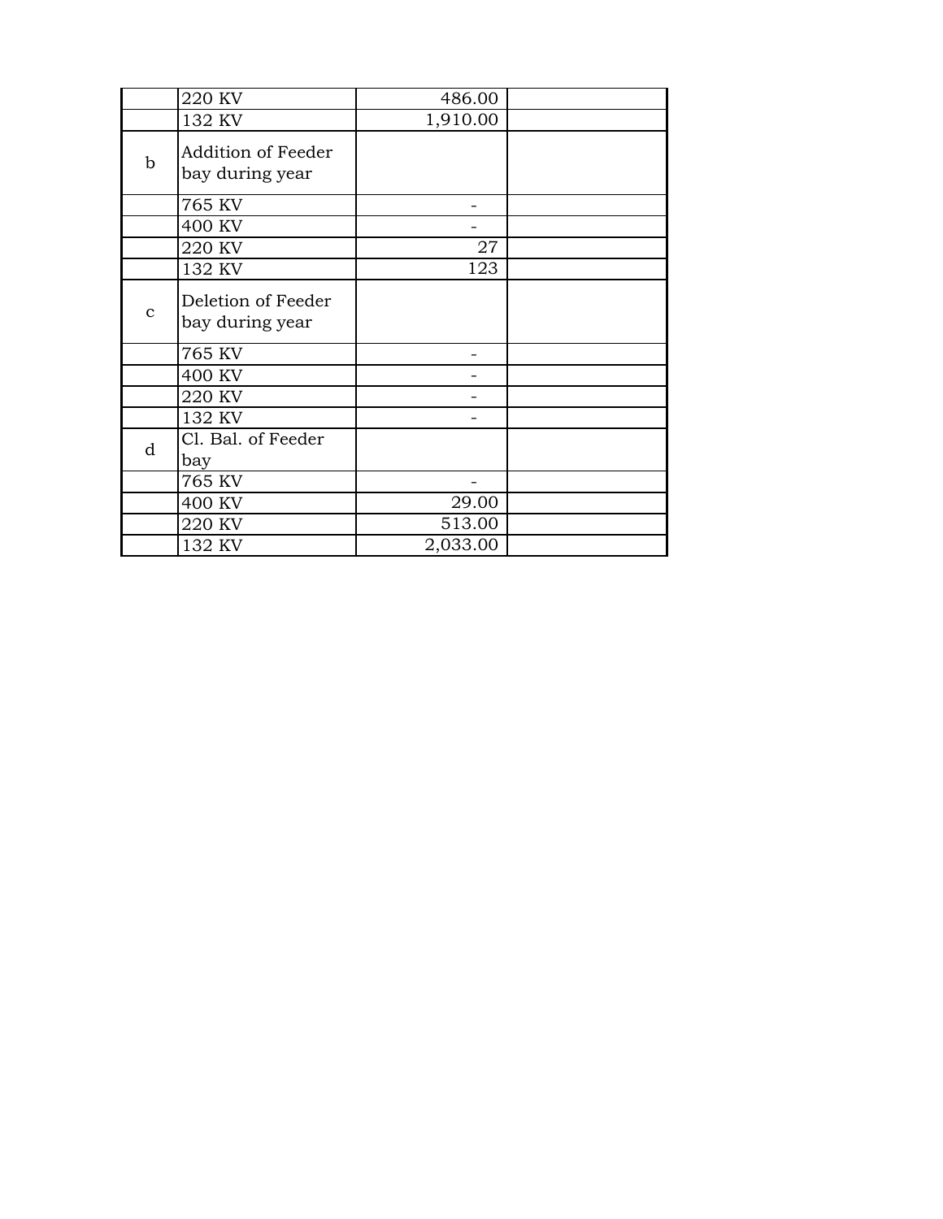| | | | |
|---|---|---|---|
| | 220 KV | 486.00 | |
| | 132 KV | 1,910.00 | |
| b | Addition of Feeder bay during year | | |
| | 765 KV | - | |
| | 400 KV | - | |
| | 220 KV | 27 | |
| | 132 KV | 123 | |
| c | Deletion of Feeder bay during year | | |
| | 765 KV | - | |
| | 400 KV | - | |
| | 220 KV | - | |
| | 132 KV | - | |
| d | Cl. Bal. of Feeder bay | | |
| | 765 KV | - | |
| | 400 KV | 29.00 | |
| | 220 KV | 513.00 | |
| | 132 KV | 2,033.00 | |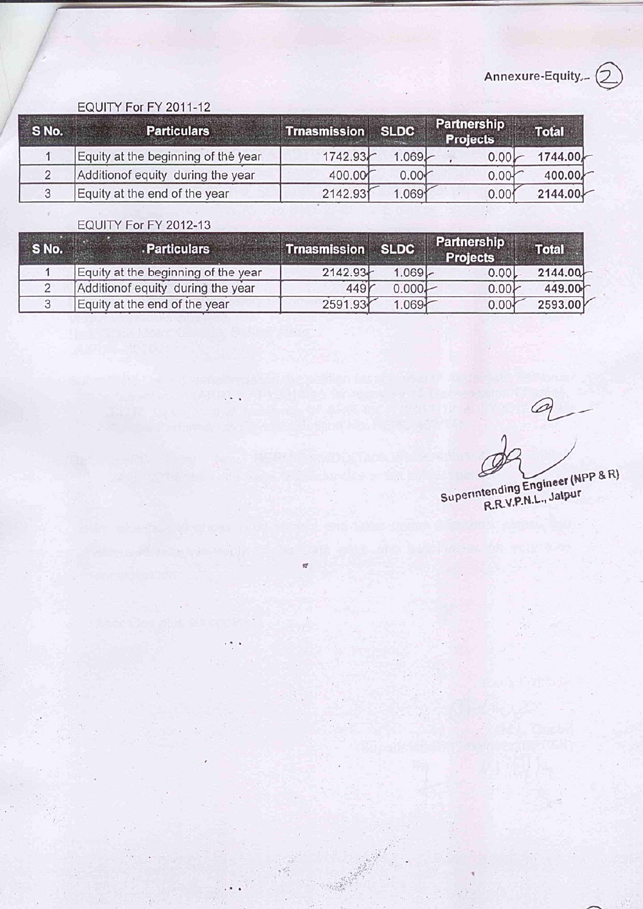Annexure-Equity.- (2)

EQUITY For FY 2011-12

| S No. | Particulars | Trnasmission | SLDC | Partnership Projects | Total |
|---|---|---|---|---|---|
| 1 | Equity at the beginning of the year | 1742.93 | 1.069 | 0.00 | 1744.00 |
| 2 | Additionof equity during the year | 400.00 | 0.00 | 0.00 | 400.00 |
| 3 | Equity at the end of the year | 2142.93 | 1.069 | 0.00 | 2144.00 |

EQUITY For FY 2012-13

| S No. | Particulars | Trnasmission | SLDC | Partnership Projects | Total |
|---|---|---|---|---|---|
| 1 | Equity at the beginning of the year | 2142.93 | 1.069 | 0.00 | 2144.00 |
| 2 | Additionof equity during the year | 449 | 0.000 | 0.00 | 449.00 |
| 3 | Equity at the end of the year | 2591.93 | 1.069 | 0.00 | 2593.00 |

Superintending Engineer (NPP & R)
R.R.V.P.N.L., Jaipur